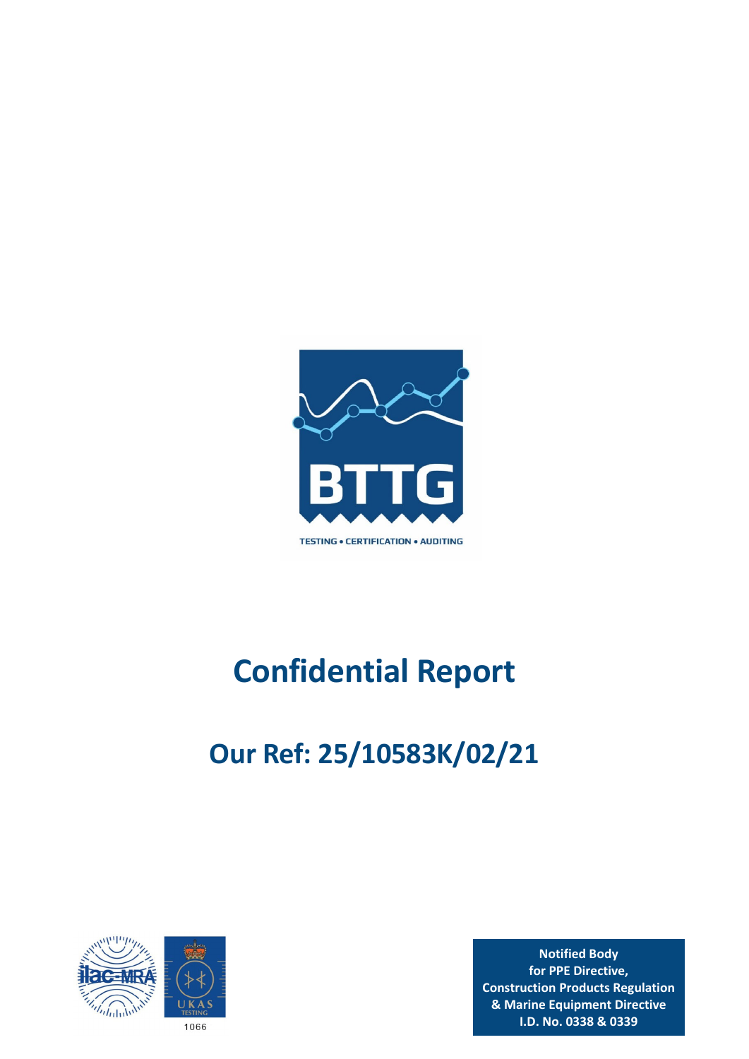BTTG

TESTING • CERTIFICATION • AUDITING

# Confidential Report

## Our Ref: 25/10583K/02/21

1066

**Notified Body**
**for PPE Directive,**
**Construction Products Regulation**
**& Marine Equipment Directive**
**I.D. No. 0338 & 0339**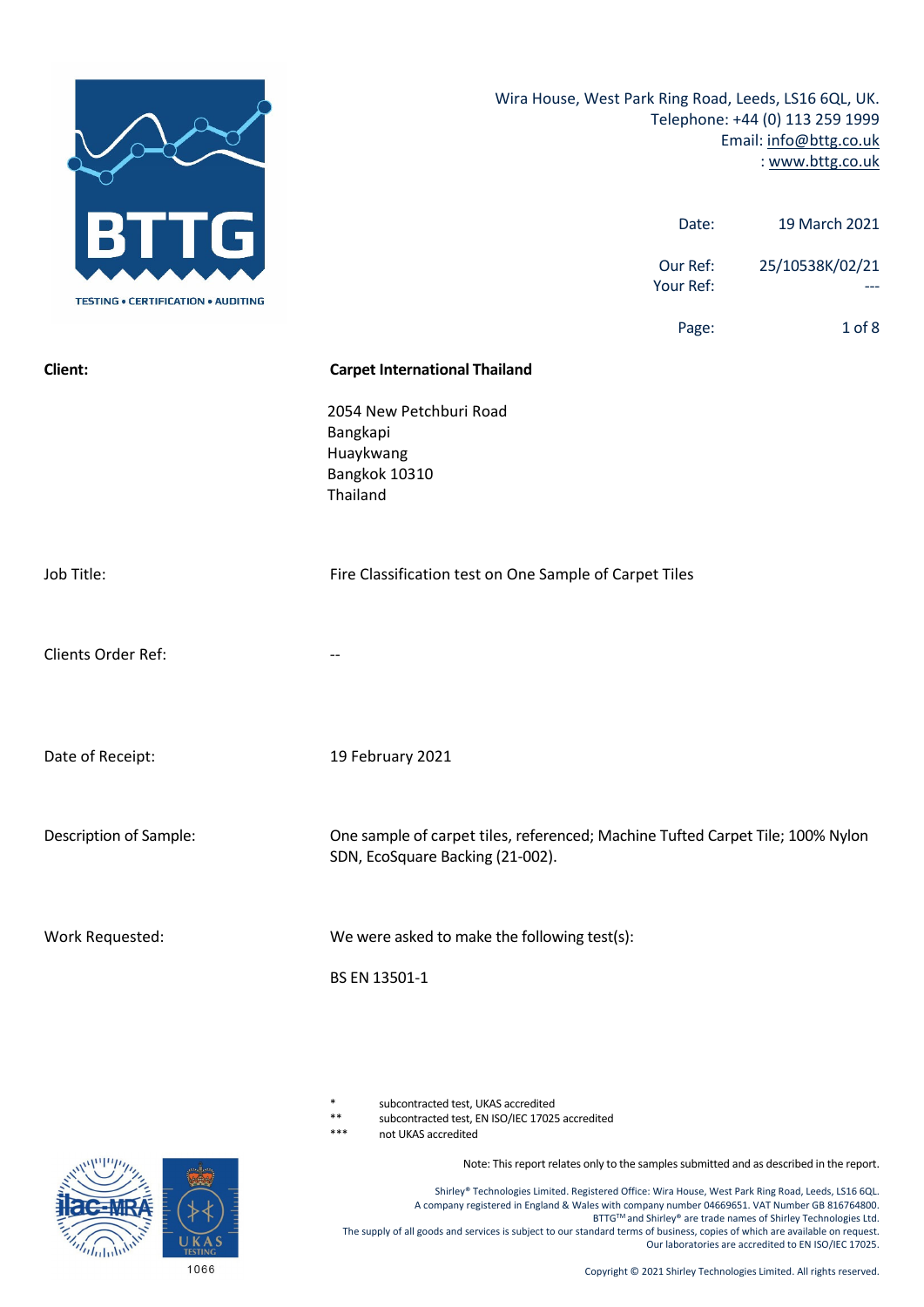Wira House, West Park Ring Road, Leeds, LS16 6QL, UK.
Telephone: +44 (0) 113 259 1999
Email: info@bttg.co.uk
: www.bttg.co.uk

| | |
|---|---|
| Date: | 19 March 2021 |
| Our Ref: | 25/10538K/02/21 |
| Your Ref: | --- |

| | |
|---|---|
| **Client:** | **Carpet International Thailand**<br><br>2054 New Petchburi Road<br>Bangkapi<br>Huaykwang<br>Bangkok 10310<br>Thailand |
| Job Title: | Fire Classification test on One Sample of Carpet Tiles |
| Clients Order Ref: | -- |
| Date of Receipt: | 19 February 2021 |
| Description of Sample: | One sample of carpet tiles, referenced; Machine Tufted Carpet Tile; 100% Nylon SDN, EcoSquare Backing (21-002). |
| Work Requested: | We were asked to make the following test(s):<br><br>BS EN 13501-1 |

\* subcontracted test, UKAS accredited
\*\* subcontracted test, EN ISO/IEC 17025 accredited
\*\*\* not UKAS accredited

Note: This report relates only to the samples submitted and as described in the report.

Shirley® Technologies Limited. Registered Office: Wira House, West Park Ring Road, Leeds, LS16 6QL.
A company registered in England & Wales with company number 04669651. VAT Number GB 816764800.
BTTG™ and Shirley® are trade names of Shirley Technologies Ltd.
The supply of all goods and services is subject to our standard terms of business, copies of which are available on request.
Our laboratories are accredited to EN ISO/IEC 17025.

1066

Copyright © 2021 Shirley Technologies Limited. All rights reserved.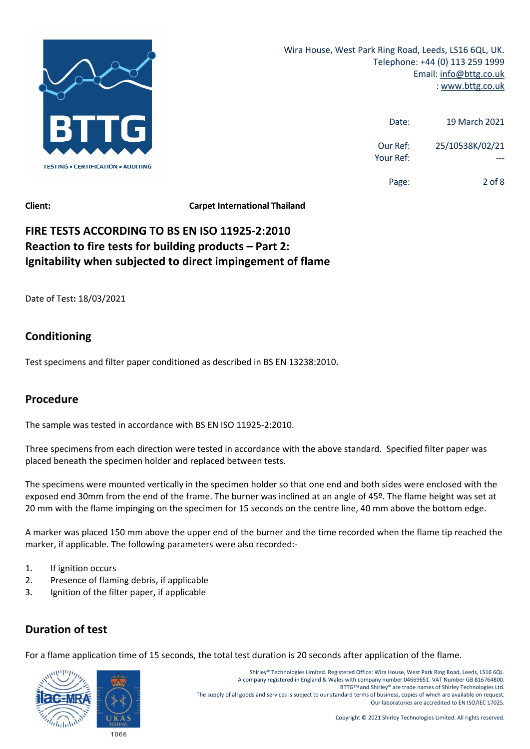Wira House, West Park Ring Road, Leeds, LS16 6QL, UK.
Telephone: +44 (0) 113 259 1999
Email: info@bttg.co.uk
: www.bttg.co.uk

Date: 19 March 2021

Our Ref: 25/10538K/02/21
Your Ref: ---

**Client:** **Carpet International Thailand**

# FIRE TESTS ACCORDING TO BS EN ISO 11925-2:2010
# Reaction to fire tests for building products – Part 2:
# Ignitability when subjected to direct impingement of flame

Date of Test**:** 18/03/2021

## Conditioning

Test specimens and filter paper conditioned as described in BS EN 13238:2010.

## Procedure

The sample was tested in accordance with BS EN ISO 11925-2:2010.

Three specimens from each direction were tested in accordance with the above standard. Specified filter paper was placed beneath the specimen holder and replaced between tests.

The specimens were mounted vertically in the specimen holder so that one end and both sides were enclosed with the exposed end 30mm from the end of the frame. The burner was inclined at an angle of 45º. The flame height was set at 20 mm with the flame impinging on the specimen for 15 seconds on the centre line, 40 mm above the bottom edge.

A marker was placed 150 mm above the upper end of the burner and the time recorded when the flame tip reached the marker, if applicable. The following parameters were also recorded:-

1. If ignition occurs
2. Presence of flaming debris, if applicable
3. Ignition of the filter paper, if applicable

## Duration of test

For a flame application time of 15 seconds, the total test duration is 20 seconds after application of the flame.

Shirley® Technologies Limited. Registered Office: Wira House, West Park Ring Road, Leeds, LS16 6QL.
A company registered in England & Wales with company number 04669651. VAT Number GB 816764800.
BTTG™ and Shirley® are trade names of Shirley Technologies Ltd.
The supply of all goods and services is subject to our standard terms of business, copies of which are available on request.
Our laboratories are accredited to EN ISO/IEC 17025.

Copyright © 2021 Shirley Technologies Limited. All rights reserved.

1066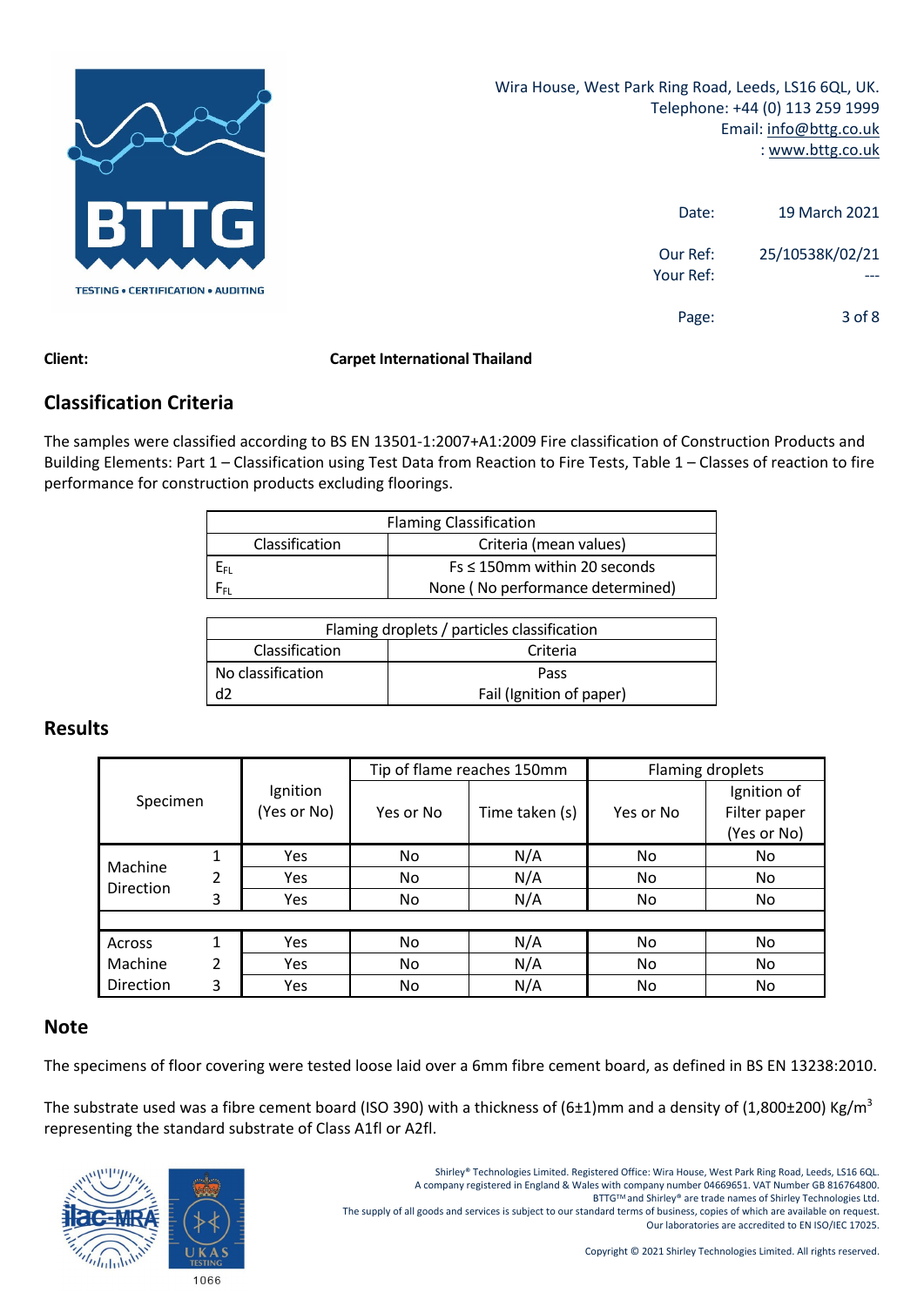Wira House, West Park Ring Road, Leeds, LS16 6QL, UK.
Telephone: +44 (0) 113 259 1999
Email: info@bttg.co.uk
: www.bttg.co.uk

Date: 19 March 2021

Our Ref: 25/10538K/02/21
Your Ref: ---

**Client:** **Carpet International Thailand**

## Classification Criteria

The samples were classified according to BS EN 13501-1:2007+A1:2009 Fire classification of Construction Products and Building Elements: Part 1 – Classification using Test Data from Reaction to Fire Tests, Table 1 – Classes of reaction to fire performance for construction products excluding floorings.

| Flaming Classification | |
|---|---|
| Classification | Criteria (mean values) |
| $E_{FL}$ | Fs ≤ 150mm within 20 seconds |
| $F_{FL}$ | None ( No performance determined) |

| Flaming droplets / particles classification | |
|---|---|
| Classification | Criteria |
| No classification | Pass |
| d2 | Fail (Ignition of paper) |

## Results

| Specimen | | Ignition (Yes or No) | Tip of flame reaches 150mm | | Flaming droplets | |
|---|---|---|---|---|---|---|
| | | | Yes or No | Time taken (s) | Yes or No | Ignition of Filter paper (Yes or No) |
| Machine Direction | 1 | Yes | No | N/A | No | No |
| | 2 | Yes | No | N/A | No | No |
| | 3 | Yes | No | N/A | No | No |
| Across Machine Direction | 1 | Yes | No | N/A | No | No |
| | 2 | Yes | No | N/A | No | No |
| | 3 | Yes | No | N/A | No | No |

## Note

The specimens of floor covering were tested loose laid over a 6mm fibre cement board, as defined in BS EN 13238:2010.

The substrate used was a fibre cement board (ISO 390) with a thickness of (6±1)mm and a density of (1,800±200) Kg/$m^3$ representing the standard substrate of Class A1fl or A2fl.

Shirley® Technologies Limited. Registered Office: Wira House, West Park Ring Road, Leeds, LS16 6QL.
A company registered in England & Wales with company number 04669651. VAT Number GB 816764800.
BTTG™ and Shirley® are trade names of Shirley Technologies Ltd.
The supply of all goods and services is subject to our standard terms of business, copies of which are available on request.
Our laboratories are accredited to EN ISO/IEC 17025.

Copyright © 2021 Shirley Technologies Limited. All rights reserved.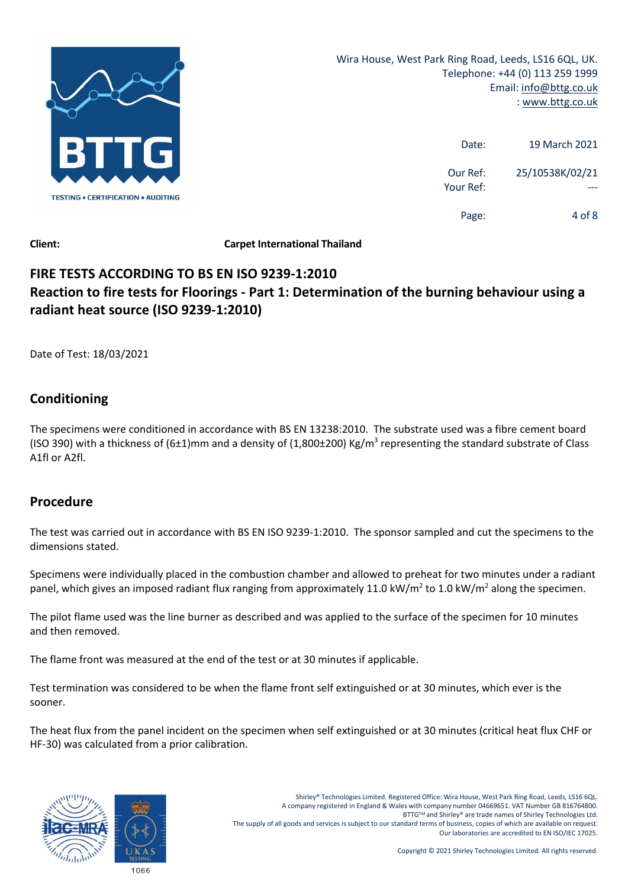Wira House, West Park Ring Road, Leeds, LS16 6QL, UK.
Telephone: +44 (0) 113 259 1999
Email: info@bttg.co.uk
: www.bttg.co.uk

Date: 19 March 2021

Our Ref: 25/10538K/02/21
Your Ref: ---

**Client:** **Carpet International Thailand**

## FIRE TESTS ACCORDING TO BS EN ISO 9239-1:2010
## Reaction to fire tests for Floorings - Part 1: Determination of the burning behaviour using a radiant heat source (ISO 9239-1:2010)

Date of Test: 18/03/2021

## Conditioning

The specimens were conditioned in accordance with BS EN 13238:2010. The substrate used was a fibre cement board (ISO 390) with a thickness of (6±1)mm and a density of (1,800±200) Kg/m$^3$ representing the standard substrate of Class A1fl or A2fl.

## Procedure

The test was carried out in accordance with BS EN ISO 9239-1:2010. The sponsor sampled and cut the specimens to the dimensions stated.

Specimens were individually placed in the combustion chamber and allowed to preheat for two minutes under a radiant panel, which gives an imposed radiant flux ranging from approximately 11.0 kW/m$^2$ to 1.0 kW/m$^2$ along the specimen.

The pilot flame used was the line burner as described and was applied to the surface of the specimen for 10 minutes and then removed.

The flame front was measured at the end of the test or at 30 minutes if applicable.

Test termination was considered to be when the flame front self extinguished or at 30 minutes, which ever is the sooner.

The heat flux from the panel incident on the specimen when self extinguished or at 30 minutes (critical heat flux CHF or HF-30) was calculated from a prior calibration.

Shirley® Technologies Limited. Registered Office: Wira House, West Park Ring Road, Leeds, LS16 6QL.
A company registered in England & Wales with company number 04669651. VAT Number GB 816764800.
BTTG™ and Shirley® are trade names of Shirley Technologies Ltd.
The supply of all goods and services is subject to our standard terms of business, copies of which are available on request.
Our laboratories are accredited to EN ISO/IEC 17025.

Copyright © 2021 Shirley Technologies Limited. All rights reserved.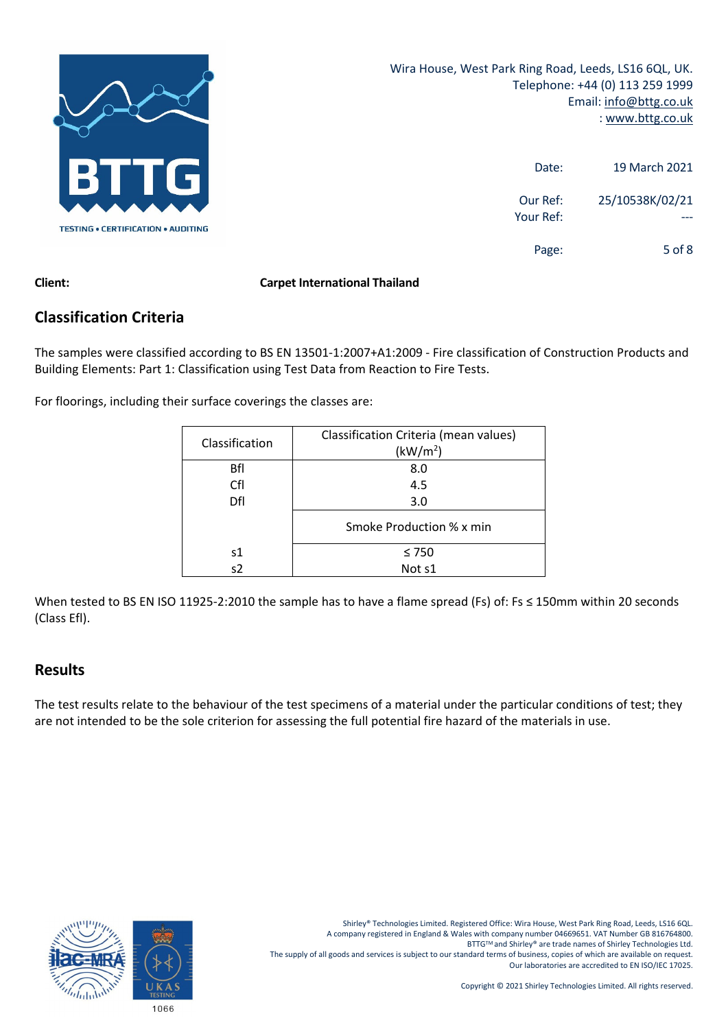Wira House, West Park Ring Road, Leeds, LS16 6QL, UK.
Telephone: +44 (0) 113 259 1999
Email: info@bttg.co.uk
: www.bttg.co.uk

Date: 19 March 2021

Our Ref: 25/10538K/02/21
Your Ref: ---

**Client:** **Carpet International Thailand**

## Classification Criteria

The samples were classified according to BS EN 13501-1:2007+A1:2009 - Fire classification of Construction Products and Building Elements: Part 1: Classification using Test Data from Reaction to Fire Tests.

For floorings, including their surface coverings the classes are:

| Classification | Classification Criteria (mean values) ($kW/m^2$) |
|---|---|
| Bfl | 8.0 |
| Cfl | 4.5 |
| Dfl | 3.0 |
| | Smoke Production % x min |
| s1 | ≤ 750 |
| s2 | Not s1 |

When tested to BS EN ISO 11925-2:2010 the sample has to have a flame spread (Fs) of: Fs ≤ 150mm within 20 seconds (Class Efl).

## Results

The test results relate to the behaviour of the test specimens of a material under the particular conditions of test; they are not intended to be the sole criterion for assessing the full potential fire hazard of the materials in use.

Shirley® Technologies Limited. Registered Office: Wira House, West Park Ring Road, Leeds, LS16 6QL.
A company registered in England & Wales with company number 04669651. VAT Number GB 816764800.
BTTG™ and Shirley® are trade names of Shirley Technologies Ltd.
The supply of all goods and services is subject to our standard terms of business, copies of which are available on request.
Our laboratories are accredited to EN ISO/IEC 17025.

Copyright © 2021 Shirley Technologies Limited. All rights reserved.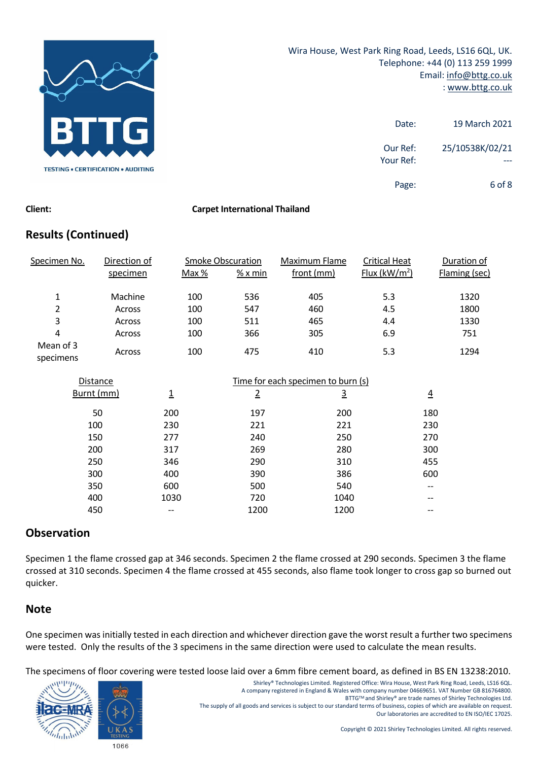Wira House, West Park Ring Road, Leeds, LS16 6QL, UK.
Telephone: +44 (0) 113 259 1999
Email: info@bttg.co.uk
: www.bttg.co.uk

Date: 19 March 2021

Our Ref: 25/10538K/02/21
Your Ref: ---

**Client:** **Carpet International Thailand**

## Results (Continued)

| Specimen No. | Direction of specimen | Smoke Obscuration Max % | Smoke Obscuration % x min | Maximum Flame front (mm) | Critical Heat Flux (kW/m$^2$) | Duration of Flaming (sec) |
|---|---|---|---|---|---|---|
| 1 | Machine | 100 | 536 | 405 | 5.3 | 1320 |
| 2 | Across | 100 | 547 | 460 | 4.5 | 1800 |
| 3 | Across | 100 | 511 | 465 | 4.4 | 1330 |
| 4 | Across | 100 | 366 | 305 | 6.9 | 751 |
| Mean of 3 specimens | Across | 100 | 475 | 410 | 5.3 | 1294 |

| Distance Burnt (mm) | Time for each specimen to burn (s) 1 | 2 | 3 | 4 |
|---|---|---|---|---|
| 50 | 200 | 197 | 200 | 180 |
| 100 | 230 | 221 | 221 | 230 |
| 150 | 277 | 240 | 250 | 270 |
| 200 | 317 | 269 | 280 | 300 |
| 250 | 346 | 290 | 310 | 455 |
| 300 | 400 | 390 | 386 | 600 |
| 350 | 600 | 500 | 540 | -- |
| 400 | 1030 | 720 | 1040 | -- |
| 450 | -- | 1200 | 1200 | -- |

## Observation

Specimen 1 the flame crossed gap at 346 seconds. Specimen 2 the flame crossed at 290 seconds. Specimen 3 the flame crossed at 310 seconds. Specimen 4 the flame crossed at 455 seconds, also flame took longer to cross gap so burned out quicker.

## Note

One specimen was initially tested in each direction and whichever direction gave the worst result a further two specimens were tested. Only the results of the 3 specimens in the same direction were used to calculate the mean results.

The specimens of floor covering were tested loose laid over a 6mm fibre cement board, as defined in BS EN 13238:2010.

Shirley® Technologies Limited. Registered Office: Wira House, West Park Ring Road, Leeds, LS16 6QL.
A company registered in England & Wales with company number 04669651. VAT Number GB 816764800.
BTTG™ and Shirley® are trade names of Shirley Technologies Ltd.
The supply of all goods and services is subject to our standard terms of business, copies of which are available on request.
Our laboratories are accredited to EN ISO/IEC 17025.

Copyright © 2021 Shirley Technologies Limited. All rights reserved.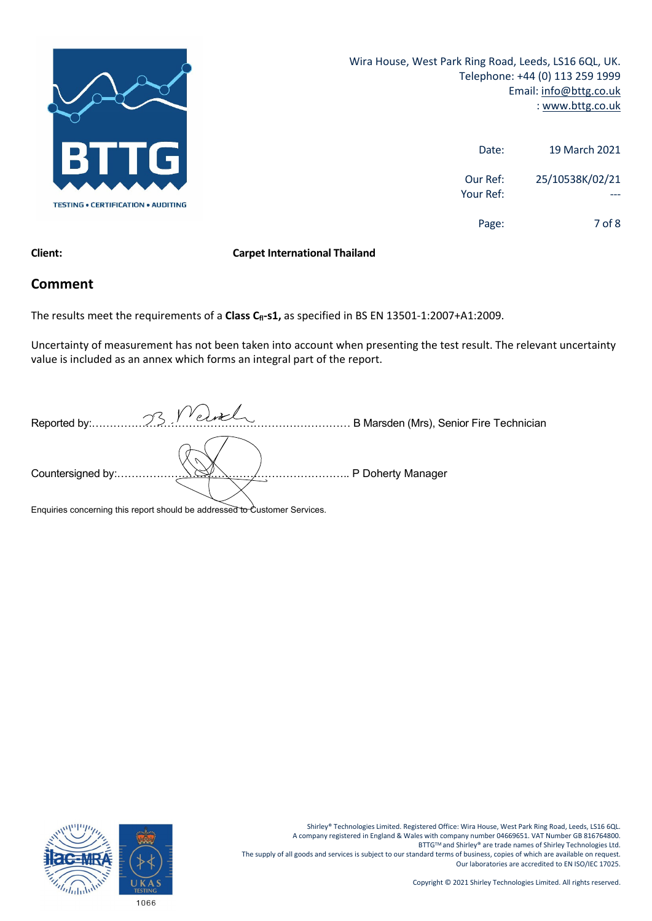Wira House, West Park Ring Road, Leeds, LS16 6QL, UK.
Telephone: +44 (0) 113 259 1999
Email: info@bttg.co.uk
: www.bttg.co.uk

Date: 19 March 2021

Our Ref: 25/10538K/02/21
Your Ref: ---

**Client:** **Carpet International Thailand**

## Comment

The results meet the requirements of a **Class $C_{fl}$-s1,** as specified in BS EN 13501-1:2007+A1:2009.

Uncertainty of measurement has not been taken into account when presenting the test result. The relevant uncertainty value is included as an annex which forms an integral part of the report.

Reported by:................................................................ B Marsden (Mrs), Senior Fire Technician

Countersigned by:........................................................... P Doherty Manager

Enquiries concerning this report should be addressed to Customer Services.

Shirley® Technologies Limited. Registered Office: Wira House, West Park Ring Road, Leeds, LS16 6QL.
A company registered in England & Wales with company number 04669651. VAT Number GB 816764800.
BTTG™ and Shirley® are trade names of Shirley Technologies Ltd.
The supply of all goods and services is subject to our standard terms of business, copies of which are available on request.
Our laboratories are accredited to EN ISO/IEC 17025.

Copyright © 2021 Shirley Technologies Limited. All rights reserved.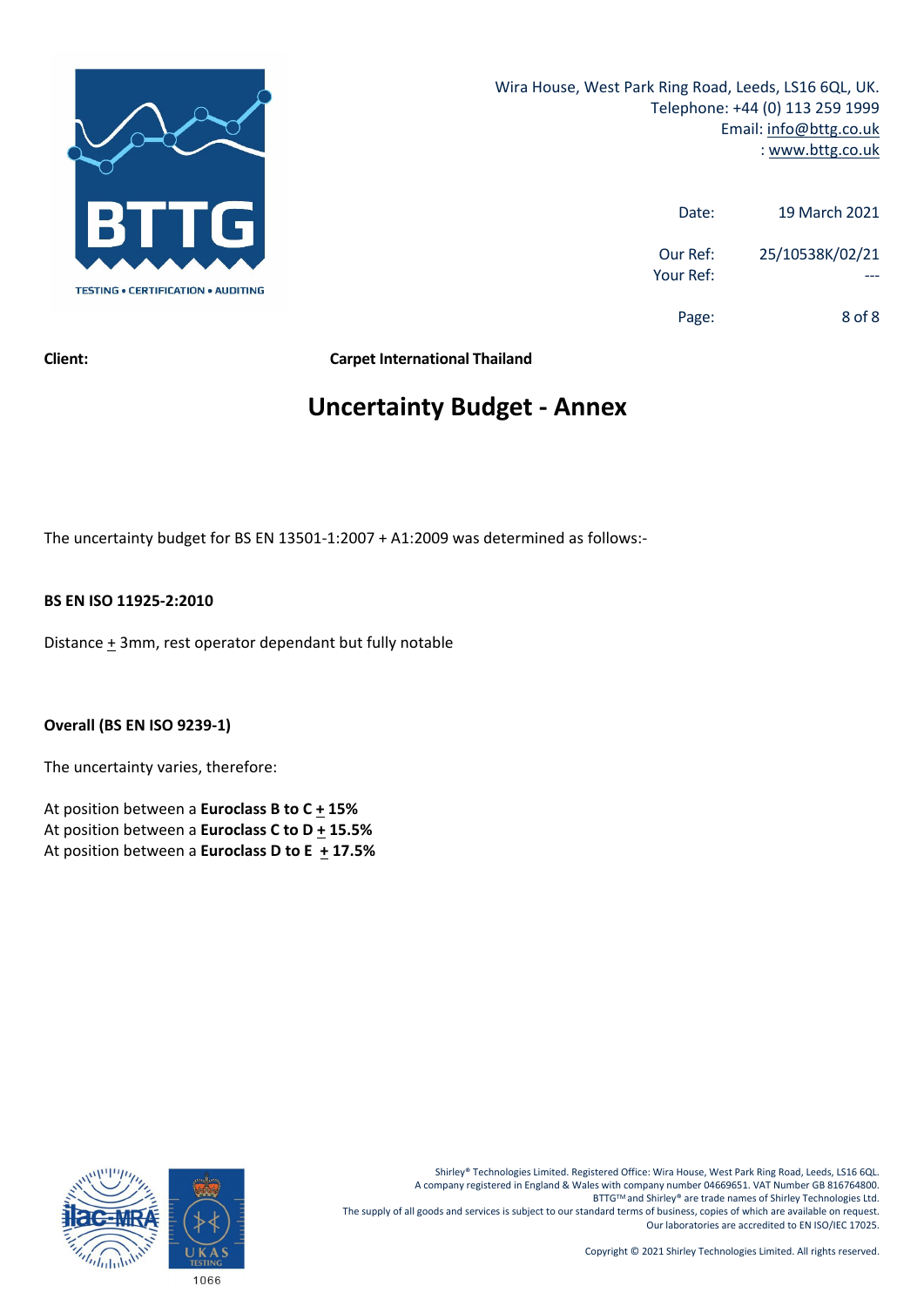Wira House, West Park Ring Road, Leeds, LS16 6QL, UK.
Telephone: +44 (0) 113 259 1999
Email: info@bttg.co.uk
: www.bttg.co.uk

Date: 19 March 2021

Our Ref: 25/10538K/02/21
Your Ref: ---

**Client:** **Carpet International Thailand**

# Uncertainty Budget - Annex

The uncertainty budget for BS EN 13501-1:2007 + A1:2009 was determined as follows:-

**BS EN ISO 11925-2:2010**

Distance ± 3mm, rest operator dependant but fully notable

**Overall (BS EN ISO 9239-1)**

The uncertainty varies, therefore:

At position between a **Euroclass B to C ± 15%**
At position between a **Euroclass C to D ± 15.5%**
At position between a **Euroclass D to E ± 17.5%**

Shirley® Technologies Limited. Registered Office: Wira House, West Park Ring Road, Leeds, LS16 6QL.
A company registered in England & Wales with company number 04669651. VAT Number GB 816764800.
BTTG™ and Shirley® are trade names of Shirley Technologies Ltd.
The supply of all goods and services is subject to our standard terms of business, copies of which are available on request.
Our laboratories are accredited to EN ISO/IEC 17025.

Copyright © 2021 Shirley Technologies Limited. All rights reserved.